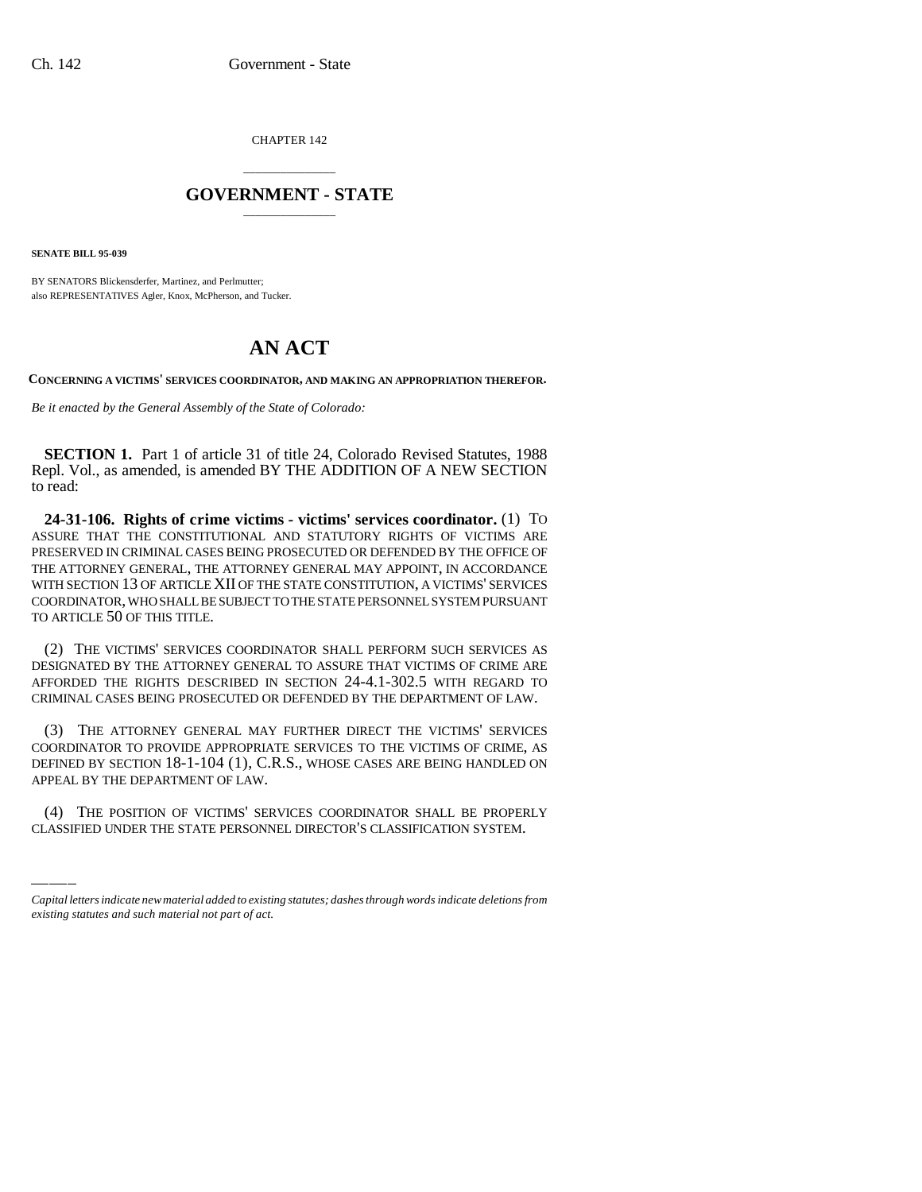CHAPTER 142

# GOVERNMENT - STATE

**SENATE BILL 95-039**

BY SENATORS Blickensderfer, Martinez, and Perlmutter;
also REPRESENTATIVES Agler, Knox, McPherson, and Tucker.

# AN ACT

**CONCERNING A VICTIMS' SERVICES COORDINATOR, AND MAKING AN APPROPRIATION THEREFOR.**

*Be it enacted by the General Assembly of the State of Colorado:*

**SECTION 1.** Part 1 of article 31 of title 24, Colorado Revised Statutes, 1988 Repl. Vol., as amended, is amended BY THE ADDITION OF A NEW SECTION to read:

**24-31-106. Rights of crime victims - victims' services coordinator.** (1) TO ASSURE THAT THE CONSTITUTIONAL AND STATUTORY RIGHTS OF VICTIMS ARE PRESERVED IN CRIMINAL CASES BEING PROSECUTED OR DEFENDED BY THE OFFICE OF THE ATTORNEY GENERAL, THE ATTORNEY GENERAL MAY APPOINT, IN ACCORDANCE WITH SECTION 13 OF ARTICLE XII OF THE STATE CONSTITUTION, A VICTIMS' SERVICES COORDINATOR, WHO SHALL BE SUBJECT TO THE STATE PERSONNEL SYSTEM PURSUANT TO ARTICLE 50 OF THIS TITLE.

(2) THE VICTIMS' SERVICES COORDINATOR SHALL PERFORM SUCH SERVICES AS DESIGNATED BY THE ATTORNEY GENERAL TO ASSURE THAT VICTIMS OF CRIME ARE AFFORDED THE RIGHTS DESCRIBED IN SECTION 24-4.1-302.5 WITH REGARD TO CRIMINAL CASES BEING PROSECUTED OR DEFENDED BY THE DEPARTMENT OF LAW.

(3) THE ATTORNEY GENERAL MAY FURTHER DIRECT THE VICTIMS' SERVICES COORDINATOR TO PROVIDE APPROPRIATE SERVICES TO THE VICTIMS OF CRIME, AS DEFINED BY SECTION 18-1-104 (1), C.R.S., WHOSE CASES ARE BEING HANDLED ON APPEAL BY THE DEPARTMENT OF LAW.

(4) THE POSITION OF VICTIMS' SERVICES COORDINATOR SHALL BE PROPERLY CLASSIFIED UNDER THE STATE PERSONNEL DIRECTOR'S CLASSIFICATION SYSTEM.

*Capital letters indicate new material added to existing statutes; dashes through words indicate deletions from existing statutes and such material not part of act.*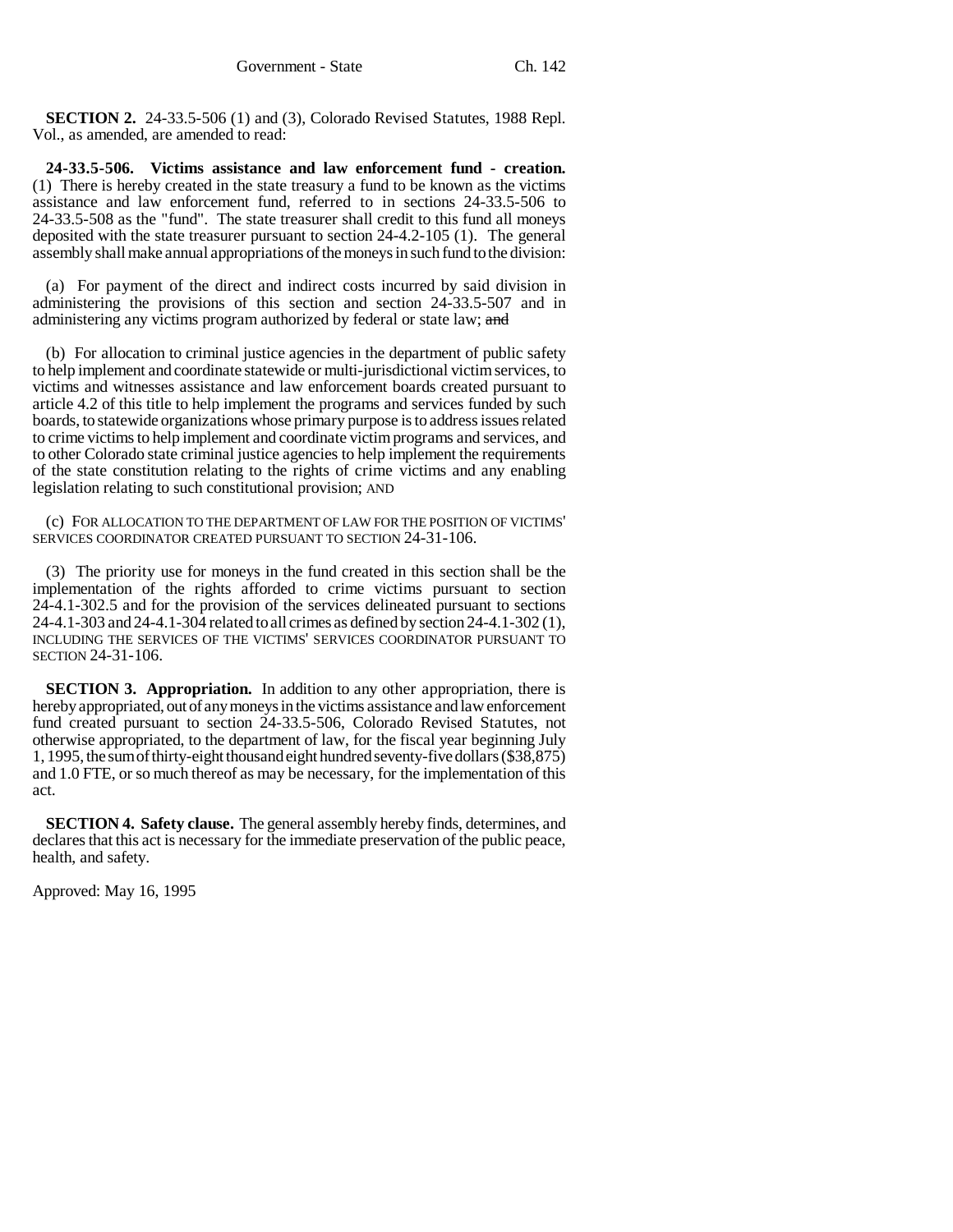**SECTION 2.** 24-33.5-506 (1) and (3), Colorado Revised Statutes, 1988 Repl. Vol., as amended, are amended to read:

**24-33.5-506. Victims assistance and law enforcement fund - creation.** (1) There is hereby created in the state treasury a fund to be known as the victims assistance and law enforcement fund, referred to in sections 24-33.5-506 to 24-33.5-508 as the "fund". The state treasurer shall credit to this fund all moneys deposited with the state treasurer pursuant to section 24-4.2-105 (1). The general assembly shall make annual appropriations of the moneys in such fund to the division:

(a) For payment of the direct and indirect costs incurred by said division in administering the provisions of this section and section 24-33.5-507 and in administering any victims program authorized by federal or state law; ~~and~~

(b) For allocation to criminal justice agencies in the department of public safety to help implement and coordinate statewide or multi-jurisdictional victim services, to victims and witnesses assistance and law enforcement boards created pursuant to article 4.2 of this title to help implement the programs and services funded by such boards, to statewide organizations whose primary purpose is to address issues related to crime victims to help implement and coordinate victim programs and services, and to other Colorado state criminal justice agencies to help implement the requirements of the state constitution relating to the rights of crime victims and any enabling legislation relating to such constitutional provision; AND

(c) FOR ALLOCATION TO THE DEPARTMENT OF LAW FOR THE POSITION OF VICTIMS' SERVICES COORDINATOR CREATED PURSUANT TO SECTION 24-31-106.

(3) The priority use for moneys in the fund created in this section shall be the implementation of the rights afforded to crime victims pursuant to section 24-4.1-302.5 and for the provision of the services delineated pursuant to sections 24-4.1-303 and 24-4.1-304 related to all crimes as defined by section 24-4.1-302 (1), INCLUDING THE SERVICES OF THE VICTIMS' SERVICES COORDINATOR PURSUANT TO SECTION 24-31-106.

**SECTION 3. Appropriation.** In addition to any other appropriation, there is hereby appropriated, out of any moneys in the victims assistance and law enforcement fund created pursuant to section 24-33.5-506, Colorado Revised Statutes, not otherwise appropriated, to the department of law, for the fiscal year beginning July 1, 1995, the sum of thirty-eight thousand eight hundred seventy-five dollars ($38,875) and 1.0 FTE, or so much thereof as may be necessary, for the implementation of this act.

**SECTION 4. Safety clause.** The general assembly hereby finds, determines, and declares that this act is necessary for the immediate preservation of the public peace, health, and safety.

Approved: May 16, 1995